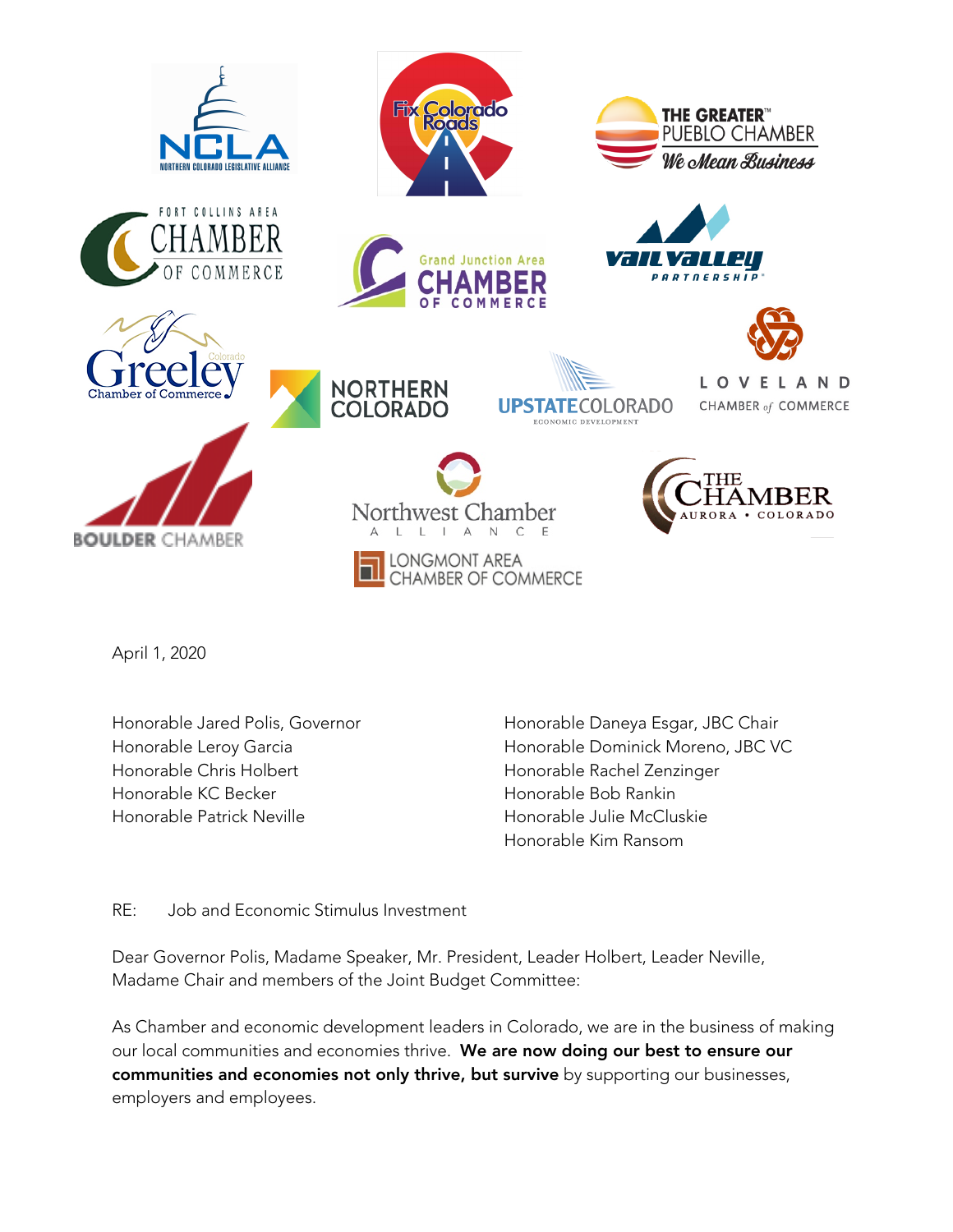April 1, 2020

Honorable Jared Polis, Governor
Honorable Leroy Garcia
Honorable Chris Holbert
Honorable KC Becker
Honorable Patrick Neville

Honorable Daneya Esgar, JBC Chair
Honorable Dominick Moreno, JBC VC
Honorable Rachel Zenzinger
Honorable Bob Rankin
Honorable Julie McCluskie
Honorable Kim Ransom

RE: Job and Economic Stimulus Investment

Dear Governor Polis, Madame Speaker, Mr. President, Leader Holbert, Leader Neville, Madame Chair and members of the Joint Budget Committee:

As Chamber and economic development leaders in Colorado, we are in the business of making our local communities and economies thrive. **We are now doing our best to ensure our communities and economies not only thrive, but survive** by supporting our businesses, employers and employees.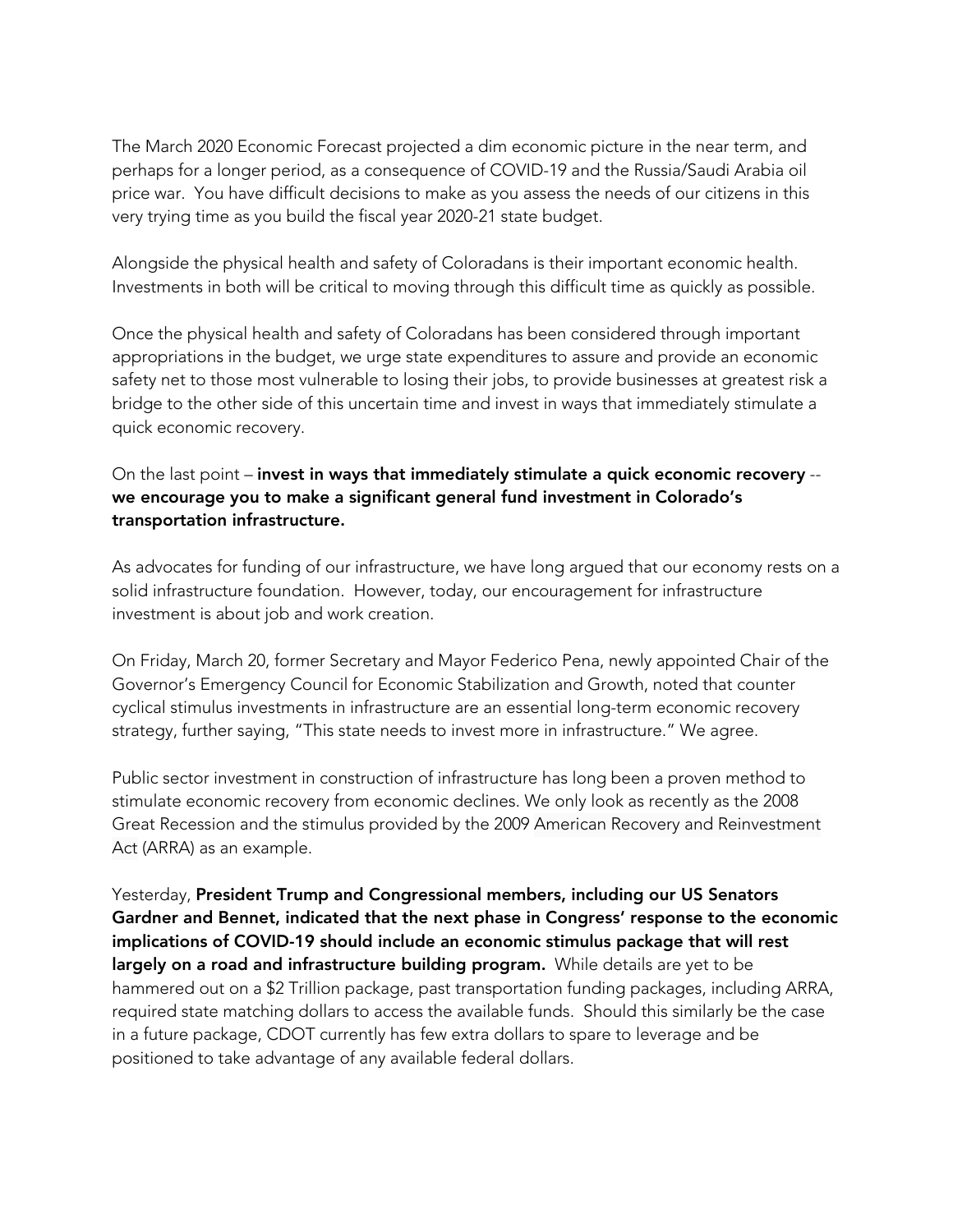The March 2020 Economic Forecast projected a dim economic picture in the near term, and perhaps for a longer period, as a consequence of COVID-19 and the Russia/Saudi Arabia oil price war. You have difficult decisions to make as you assess the needs of our citizens in this very trying time as you build the fiscal year 2020-21 state budget.

Alongside the physical health and safety of Coloradans is their important economic health. Investments in both will be critical to moving through this difficult time as quickly as possible.

Once the physical health and safety of Coloradans has been considered through important appropriations in the budget, we urge state expenditures to assure and provide an economic safety net to those most vulnerable to losing their jobs, to provide businesses at greatest risk a bridge to the other side of this uncertain time and invest in ways that immediately stimulate a quick economic recovery.

On the last point – **invest in ways that immediately stimulate a quick economic recovery** -- **we encourage you to make a significant general fund investment in Colorado's transportation infrastructure.**

As advocates for funding of our infrastructure, we have long argued that our economy rests on a solid infrastructure foundation. However, today, our encouragement for infrastructure investment is about job and work creation.

On Friday, March 20, former Secretary and Mayor Federico Pena, newly appointed Chair of the Governor's Emergency Council for Economic Stabilization and Growth, noted that counter cyclical stimulus investments in infrastructure are an essential long-term economic recovery strategy, further saying, "This state needs to invest more in infrastructure." We agree.

Public sector investment in construction of infrastructure has long been a proven method to stimulate economic recovery from economic declines. We only look as recently as the 2008 Great Recession and the stimulus provided by the 2009 American Recovery and Reinvestment Act (ARRA) as an example.

Yesterday, **President Trump and Congressional members, including our US Senators Gardner and Bennet, indicated that the next phase in Congress' response to the economic implications of COVID-19 should include an economic stimulus package that will rest largely on a road and infrastructure building program.** While details are yet to be hammered out on a $2 Trillion package, past transportation funding packages, including ARRA, required state matching dollars to access the available funds. Should this similarly be the case in a future package, CDOT currently has few extra dollars to spare to leverage and be positioned to take advantage of any available federal dollars.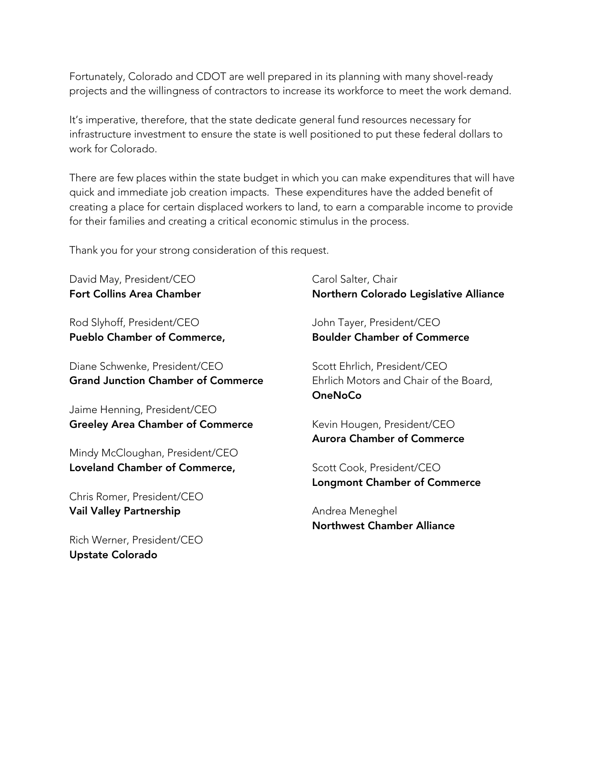Fortunately, Colorado and CDOT are well prepared in its planning with many shovel-ready projects and the willingness of contractors to increase its workforce to meet the work demand.

It's imperative, therefore, that the state dedicate general fund resources necessary for infrastructure investment to ensure the state is well positioned to put these federal dollars to work for Colorado.

There are few places within the state budget in which you can make expenditures that will have quick and immediate job creation impacts. These expenditures have the added benefit of creating a place for certain displaced workers to land, to earn a comparable income to provide for their families and creating a critical economic stimulus in the process.

Thank you for your strong consideration of this request.

David May, President/CEO
**Fort Collins Area Chamber**

Rod Slyhoff, President/CEO
**Pueblo Chamber of Commerce,**

Diane Schwenke, President/CEO
**Grand Junction Chamber of Commerce**

Jaime Henning, President/CEO
**Greeley Area Chamber of Commerce**

Mindy McCloughan, President/CEO
**Loveland Chamber of Commerce,**

Chris Romer, President/CEO
**Vail Valley Partnership**

Rich Werner, President/CEO
**Upstate Colorado**

Carol Salter, Chair
**Northern Colorado Legislative Alliance**

John Tayer, President/CEO
**Boulder Chamber of Commerce**

Scott Ehrlich, President/CEO
Ehrlich Motors and Chair of the Board,
**OneNoCo**

Kevin Hougen, President/CEO
**Aurora Chamber of Commerce**

Scott Cook, President/CEO
**Longmont Chamber of Commerce**

Andrea Meneghel
**Northwest Chamber Alliance**